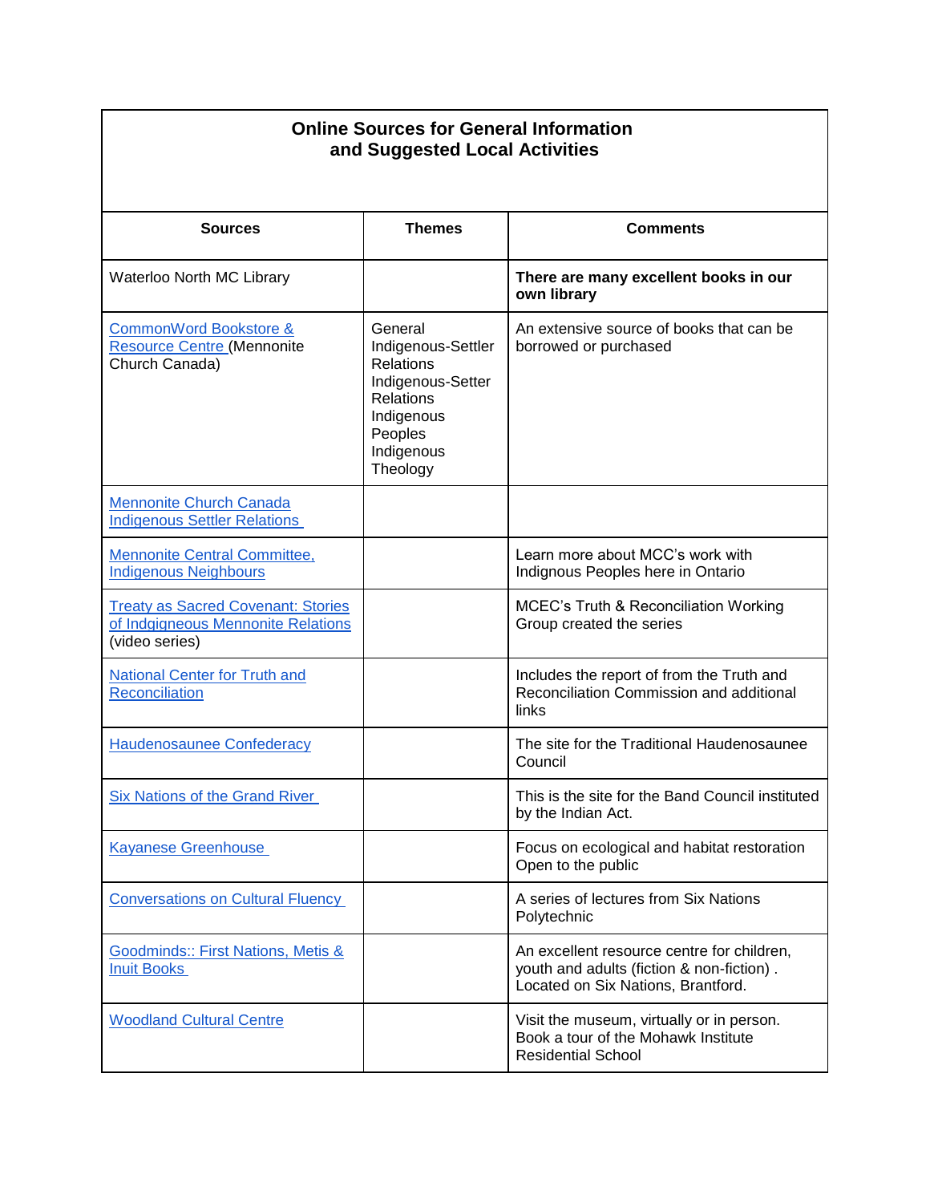| **Online Sources for General Information and Suggested Local Activities** | | |
|---|---|---|
| **Sources** | **Themes** | **Comments** |
| Waterloo North MC Library | | **There are many excellent books in our own library** |
| CommonWord Bookstore & Resource Centre (Mennonite Church Canada) | General Indigenous-Settler Relations Indigenous-Setter Relations Indigenous Peoples Indigenous Theology | An extensive source of books that can be borrowed or purchased |
| Mennonite Church Canada Indigenous Settler Relations | | |
| Mennonite Central Committee, Indigenous Neighbours | | Learn more about MCC's work with Indignous Peoples here in Ontario |
| Treaty as Sacred Covenant: Stories of Indgigneous Mennonite Relations (video series) | | MCEC's Truth & Reconciliation Working Group created the series |
| National Center for Truth and Reconciliation | | Includes the report of from the Truth and Reconciliation Commission and additional links |
| Haudenosaunee Confederacy | | The site for the Traditional Haudenosaunee Council |
| Six Nations of the Grand River | | This is the site for the Band Council instituted by the Indian Act. |
| Kayanese Greenhouse | | Focus on ecological and habitat restoration Open to the public |
| Conversations on Cultural Fluency | | A series of lectures from Six Nations Polytechnic |
| Goodminds:: First Nations, Metis & Inuit Books | | An excellent resource centre for children, youth and adults (fiction & non-fiction) . Located on Six Nations, Brantford. |
| Woodland Cultural Centre | | Visit the museum, virtually or in person. Book a tour of the Mohawk Institute Residential School |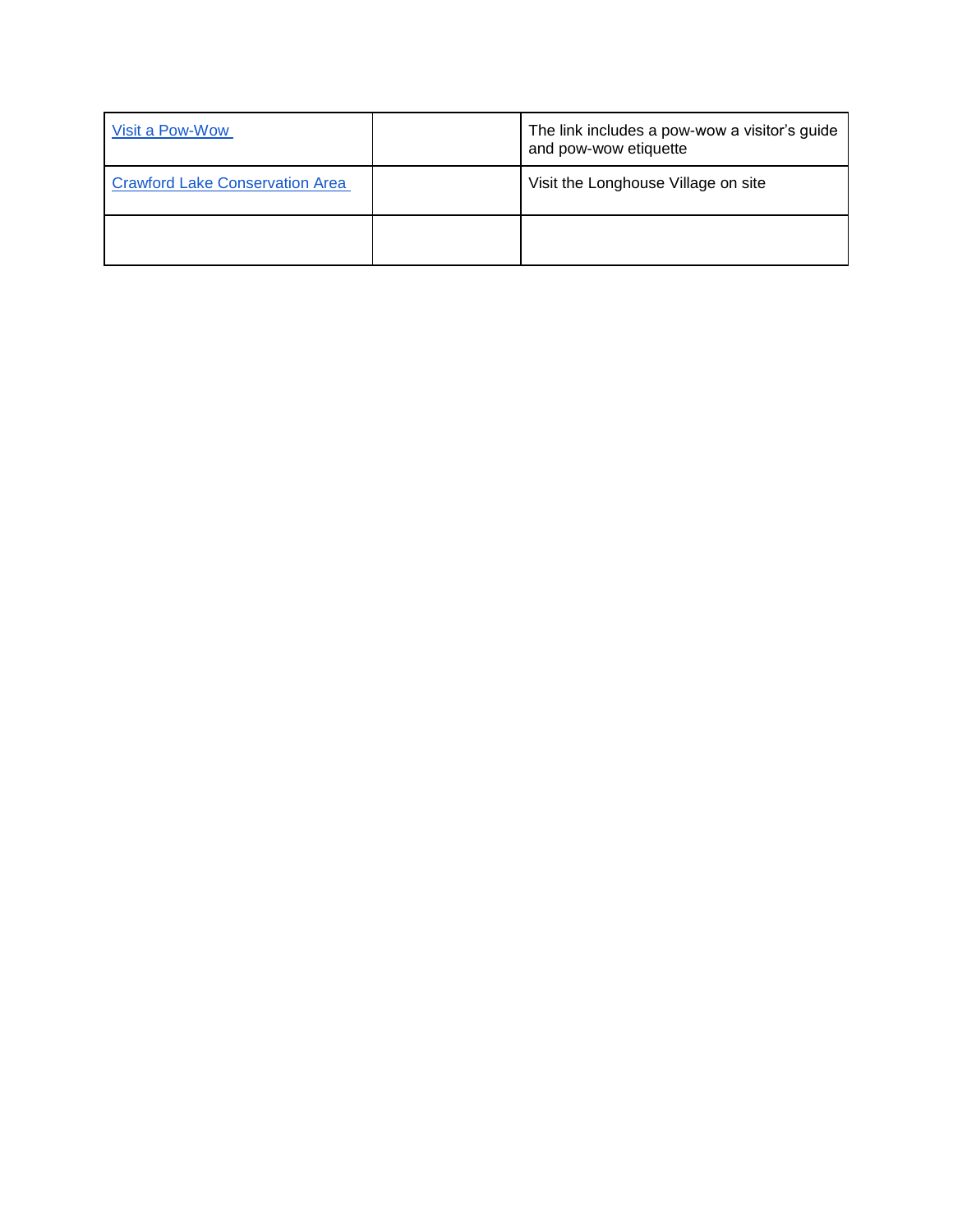| | | |
|---|---|---|
| Visit a Pow-Wow | | The link includes a pow-wow a visitor's guide and pow-wow etiquette |
| Crawford Lake Conservation Area | | Visit the Longhouse Village on site |
| | | |